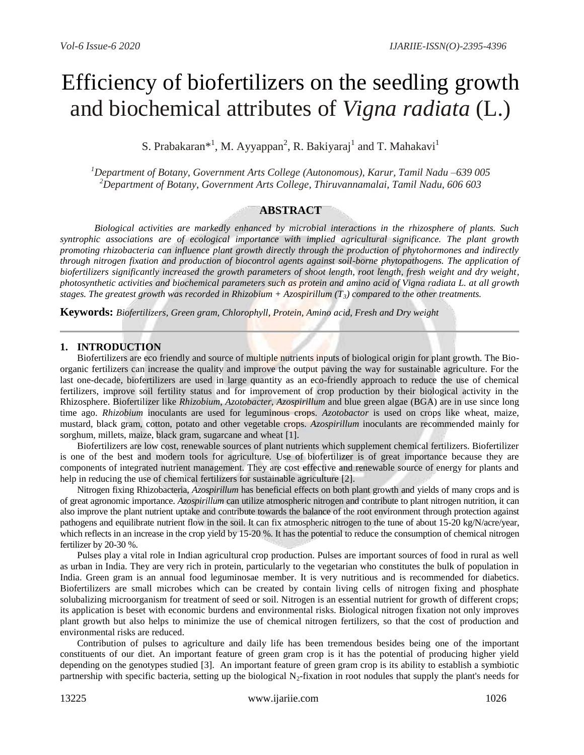# Efficiency of biofertilizers on the seedling growth and biochemical attributes of *Vigna radiata* (L.)

S. Prabakaran*[1], M. Ayyappan[2], R. Bakiyaraj[1] and T. Mahakavi[1]

[1]*Department of Botany, Government Arts College (Autonomous), Karur, Tamil Nadu –639 005*
[2]*Department of Botany, Government Arts College, Thiruvannamalai, Tamil Nadu, 606 603*

## ABSTRACT

*Biological activities are markedly enhanced by microbial interactions in the rhizosphere of plants. Such syntrophic associations are of ecological importance with implied agricultural significance. The plant growth promoting rhizobacteria can influence plant growth directly through the production of phytohormones and indirectly through nitrogen fixation and production of biocontrol agents against soil-borne phytopathogens. The application of biofertilizers significantly increased the growth parameters of shoot length, root length, fresh weight and dry weight, photosynthetic activities and biochemical parameters such as protein and amino acid of Vigna radiata L. at all growth stages. The greatest growth was recorded in Rhizobium + Azospirillum ($T_3$) compared to the other treatments.*

**Keywords:** *Biofertilizers, Green gram, Chlorophyll, Protein, Amino acid, Fresh and Dry weight*

## 1. INTRODUCTION

Biofertilizers are eco friendly and source of multiple nutrients inputs of biological origin for plant growth. The Bio-organic fertilizers can increase the quality and improve the output paving the way for sustainable agriculture. For the last one-decade, biofertilizers are used in large quantity as an eco-friendly approach to reduce the use of chemical fertilizers, improve soil fertility status and for improvement of crop production by their biological activity in the Rhizosphere. Biofertilizer like *Rhizobium*, *Azotobacter*, *Azospirillum* and blue green algae (BGA) are in use since long time ago. *Rhizobium* inoculants are used for leguminous crops. *Azotobactor* is used on crops like wheat, maize, mustard, black gram, cotton, potato and other vegetable crops. *Azospirillum* inoculants are recommended mainly for sorghum, millets, maize, black gram, sugarcane and wheat [1].

Biofertilizers are low cost, renewable sources of plant nutrients which supplement chemical fertilizers. Biofertilizer is one of the best and modern tools for agriculture. Use of biofertilizer is of great importance because they are components of integrated nutrient management. They are cost effective and renewable source of energy for plants and help in reducing the use of chemical fertilizers for sustainable agriculture [2].

Nitrogen fixing Rhizobacteria, *Azospirillum* has beneficial effects on both plant growth and yields of many crops and is of great agronomic importance. *Azospirillum* can utilize atmospheric nitrogen and contribute to plant nitrogen nutrition, it can also improve the plant nutrient uptake and contribute towards the balance of the root environment through protection against pathogens and equilibrate nutrient flow in the soil. It can fix atmospheric nitrogen to the tune of about 15-20 kg/N/acre/year, which reflects in an increase in the crop yield by 15-20 %. It has the potential to reduce the consumption of chemical nitrogen fertilizer by 20-30 %.

Pulses play a vital role in Indian agricultural crop production. Pulses are important sources of food in rural as well as urban in India. They are very rich in protein, particularly to the vegetarian who constitutes the bulk of population in India. Green gram is an annual food leguminosae member. It is very nutritious and is recommended for diabetics. Biofertilizers are small microbes which can be created by contain living cells of nitrogen fixing and phosphate solubalizing microorganism for treatment of seed or soil. Nitrogen is an essential nutrient for growth of different crops; its application is beset with economic burdens and environmental risks. Biological nitrogen fixation not only improves plant growth but also helps to minimize the use of chemical nitrogen fertilizers, so that the cost of production and environmental risks are reduced.

Contribution of pulses to agriculture and daily life has been tremendous besides being one of the important constituents of our diet. An important feature of green gram crop is it has the potential of producing higher yield depending on the genotypes studied [3]. An important feature of green gram crop is its ability to establish a symbiotic partnership with specific bacteria, setting up the biological $N_2$-fixation in root nodules that supply the plant's needs for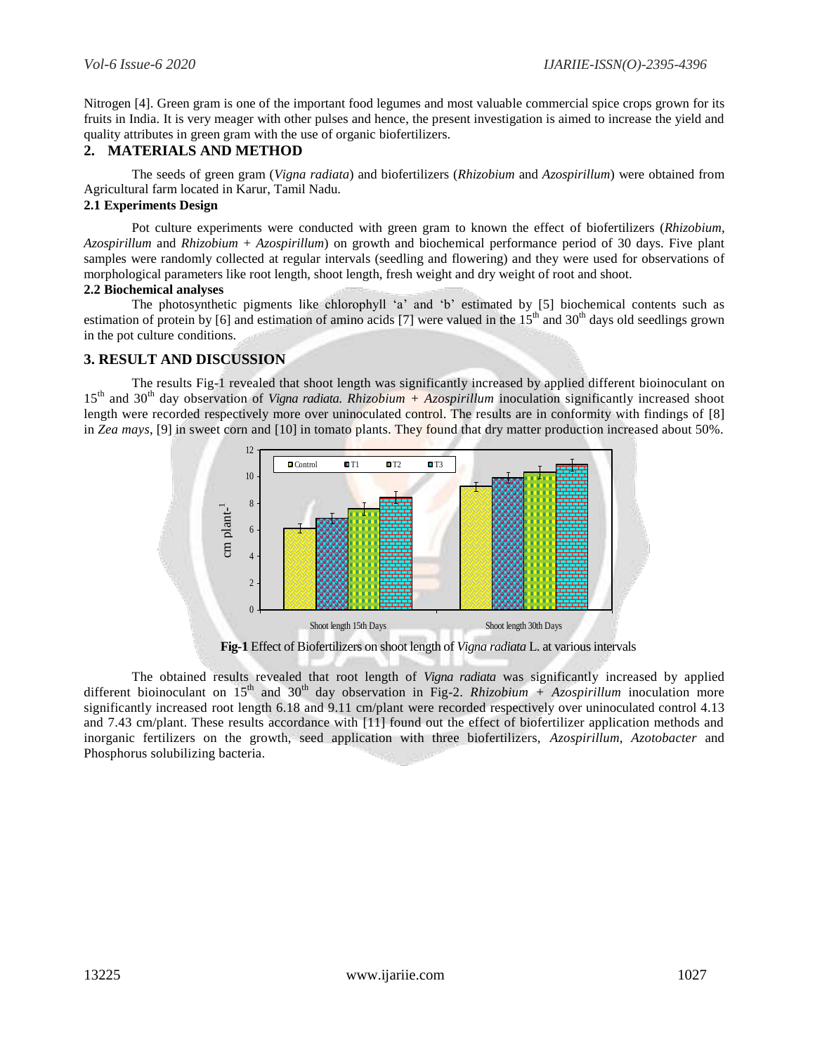Nitrogen [4]. Green gram is one of the important food legumes and most valuable commercial spice crops grown for its fruits in India. It is very meager with other pulses and hence, the present investigation is aimed to increase the yield and quality attributes in green gram with the use of organic biofertilizers.

## 2. MATERIALS AND METHOD

The seeds of green gram (*Vigna radiata*) and biofertilizers (*Rhizobium* and *Azospirillum*) were obtained from Agricultural farm located in Karur, Tamil Nadu.

### 2.1 Experiments Design

Pot culture experiments were conducted with green gram to known the effect of biofertilizers (*Rhizobium*, *Azospirillum* and *Rhizobium* + *Azospirillum*) on growth and biochemical performance period of 30 days. Five plant samples were randomly collected at regular intervals (seedling and flowering) and they were used for observations of morphological parameters like root length, shoot length, fresh weight and dry weight of root and shoot.

### 2.2 Biochemical analyses

The photosynthetic pigments like chlorophyll 'a' and 'b' estimated by [5] biochemical contents such as estimation of protein by [6] and estimation of amino acids [7] were valued in the 15th and 30th days old seedlings grown in the pot culture conditions.

## 3. RESULT AND DISCUSSION

The results Fig-1 revealed that shoot length was significantly increased by applied different bioinoculant on 15th and 30th day observation of *Vigna radiata. Rhizobium* + *Azospirillum* inoculation significantly increased shoot length were recorded respectively more over uninoculated control. The results are in conformity with findings of [8] in *Zea mays*, [9] in sweet corn and [10] in tomato plants. They found that dry matter production increased about 50%.

**Fig-1** Effect of Biofertilizers on shoot length of *Vigna radiata* L. at various intervals

The obtained results revealed that root length of *Vigna radiata* was significantly increased by applied different bioinoculant on 15th and 30th day observation in Fig-2. *Rhizobium* + *Azospirillum* inoculation more significantly increased root length 6.18 and 9.11 cm/plant were recorded respectively over uninoculated control 4.13 and 7.43 cm/plant. These results accordance with [11] found out the effect of biofertilizer application methods and inorganic fertilizers on the growth, seed application with three biofertilizers, *Azospirillum, Azotobacter* and Phosphorus solubilizing bacteria.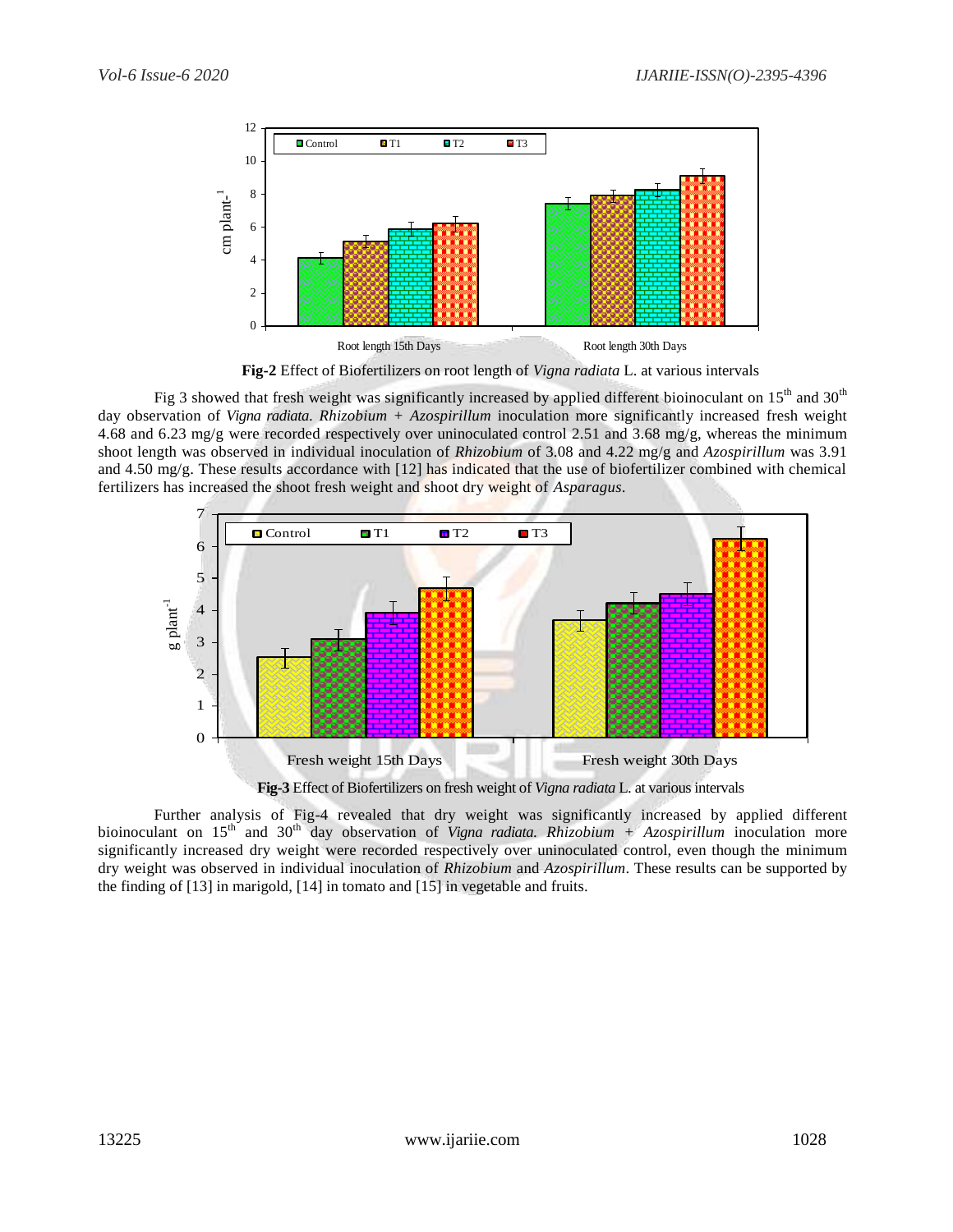Fig-2 Effect of Biofertilizers on root length of *Vigna radiata* L. at various intervals

Fig 3 showed that fresh weight was significantly increased by applied different bioinoculant on 15th and 30th day observation of *Vigna radiata. Rhizobium* + *Azospirillum* inoculation more significantly increased fresh weight 4.68 and 6.23 mg/g were recorded respectively over uninoculated control 2.51 and 3.68 mg/g, whereas the minimum shoot length was observed in individual inoculation of *Rhizobium* of 3.08 and 4.22 mg/g and *Azospirillum* was 3.91 and 4.50 mg/g. These results accordance with [12] has indicated that the use of biofertilizer combined with chemical fertilizers has increased the shoot fresh weight and shoot dry weight of *Asparagus*.

**Fig-3** Effect of Biofertilizers on fresh weight of *Vigna radiata* L. at various intervals

Further analysis of Fig-4 revealed that dry weight was significantly increased by applied different bioinoculant on 15th and 30th day observation of *Vigna radiata. Rhizobium* + *Azospirillum* inoculation more significantly increased dry weight were recorded respectively over uninoculated control, even though the minimum dry weight was observed in individual inoculation of *Rhizobium* and *Azospirillum*. These results can be supported by the finding of [13] in marigold, [14] in tomato and [15] in vegetable and fruits.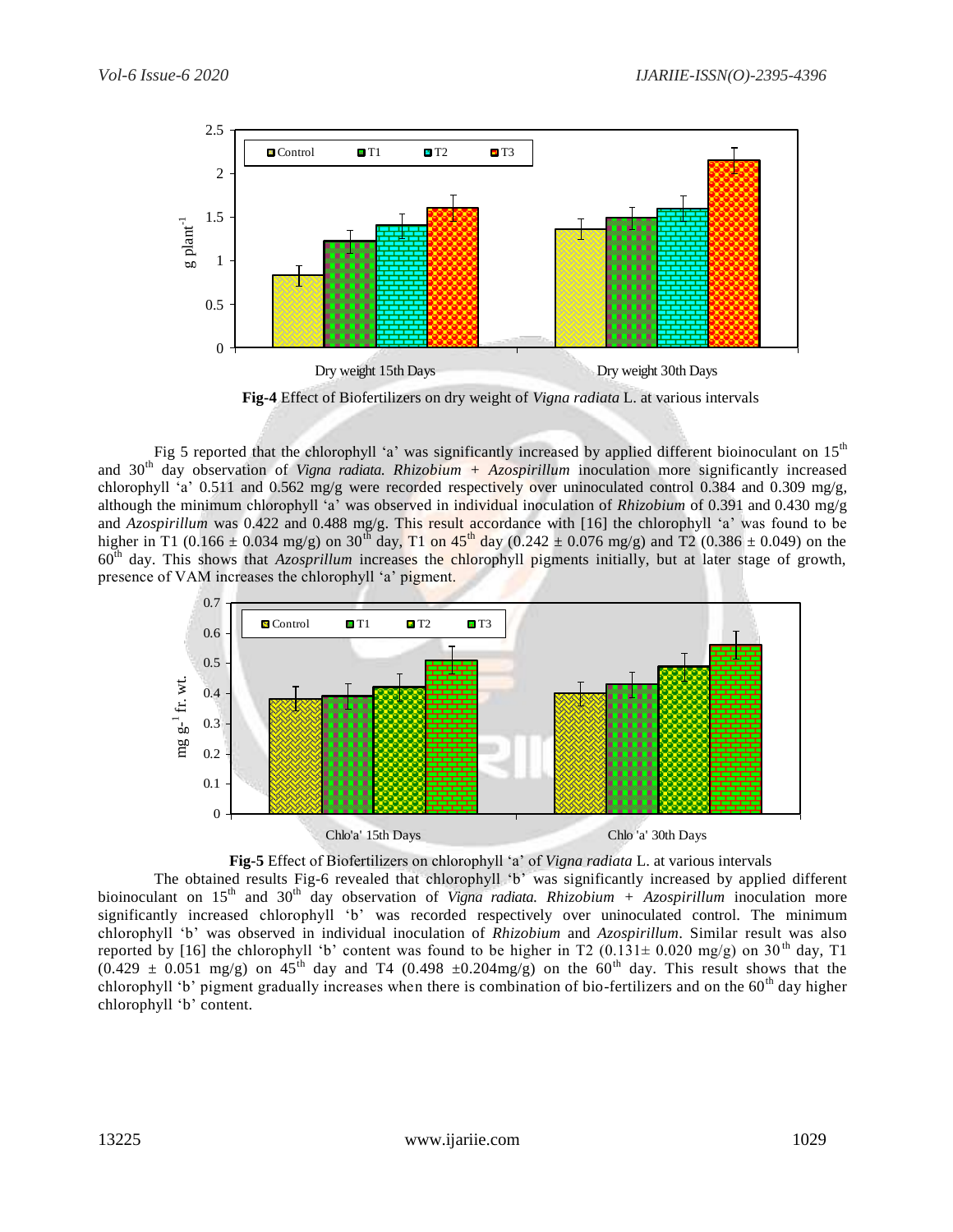**Fig-4** Effect of Biofertilizers on dry weight of *Vigna radiata* L. at various intervals

Fig 5 reported that the chlorophyll 'a' was significantly increased by applied different bioinoculant on 15th and 30th day observation of *Vigna radiata. Rhizobium* + *Azospirillum* inoculation more significantly increased chlorophyll 'a' 0.511 and 0.562 mg/g were recorded respectively over uninoculated control 0.384 and 0.309 mg/g, although the minimum chlorophyll 'a' was observed in individual inoculation of *Rhizobium* of 0.391 and 0.430 mg/g and *Azospirillum* was 0.422 and 0.488 mg/g. This result accordance with [16] the chlorophyll 'a' was found to be higher in T1 (0.166 ± 0.034 mg/g) on 30th day, T1 on 45th day (0.242 ± 0.076 mg/g) and T2 (0.386 ± 0.049) on the 60th day. This shows that *Azosprillum* increases the chlorophyll pigments initially, but at later stage of growth, presence of VAM increases the chlorophyll 'a' pigment.

**Fig-5** Effect of Biofertilizers on chlorophyll 'a' of *Vigna radiata* L. at various intervals

The obtained results Fig-6 revealed that chlorophyll 'b' was significantly increased by applied different bioinoculant on 15th and 30th day observation of *Vigna radiata. Rhizobium* + *Azospirillum* inoculation more significantly increased chlorophyll 'b' was recorded respectively over uninoculated control. The minimum chlorophyll 'b' was observed in individual inoculation of *Rhizobium* and *Azospirillum*. Similar result was also reported by [16] the chlorophyll 'b' content was found to be higher in T2 (0.131± 0.020 mg/g) on 30th day, T1 (0.429 ± 0.051 mg/g) on 45th day and T4 (0.498 ±0.204mg/g) on the 60th day. This result shows that the chlorophyll 'b' pigment gradually increases when there is combination of bio-fertilizers and on the 60th day higher chlorophyll 'b' content.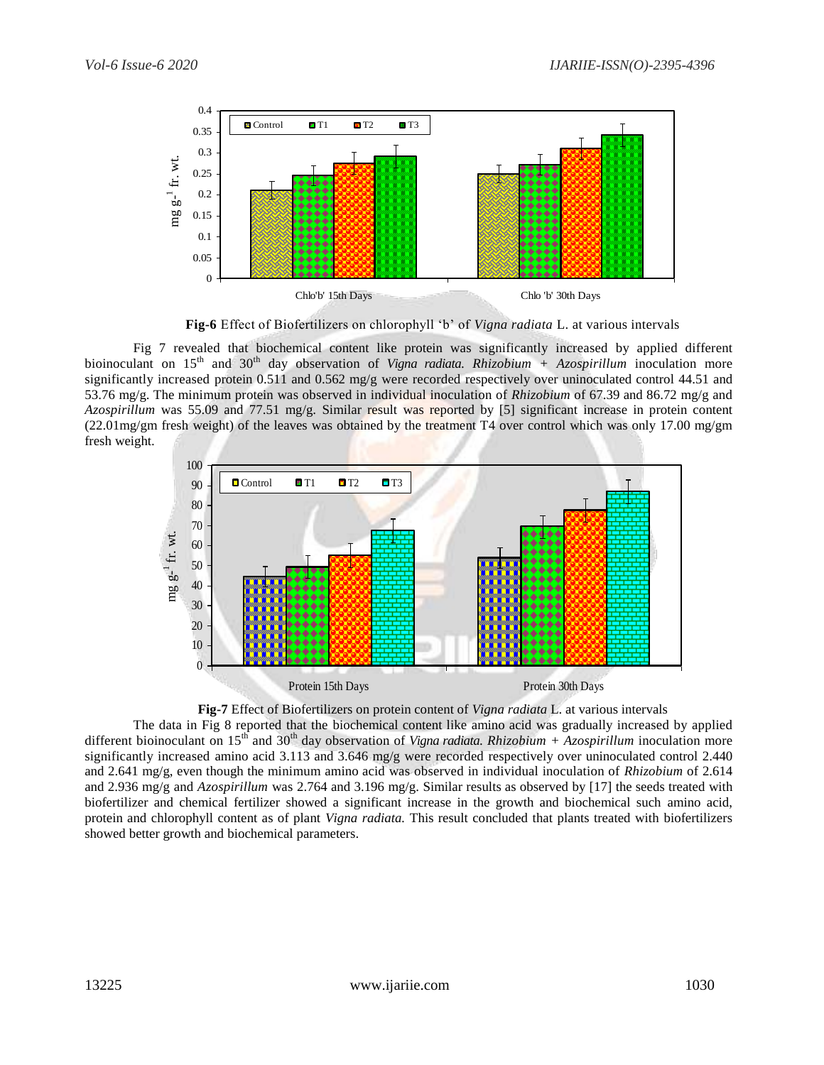**Fig-6** Effect of Biofertilizers on chlorophyll 'b' of *Vigna radiata* L. at various intervals

Fig 7 revealed that biochemical content like protein was significantly increased by applied different bioinoculant on 15th and 30th day observation of *Vigna radiata. Rhizobium* + *Azospirillum* inoculation more significantly increased protein 0.511 and 0.562 mg/g were recorded respectively over uninoculated control 44.51 and 53.76 mg/g. The minimum protein was observed in individual inoculation of *Rhizobium* of 67.39 and 86.72 mg/g and *Azospirillum* was 55.09 and 77.51 mg/g. Similar result was reported by [5] significant increase in protein content (22.01mg/gm fresh weight) of the leaves was obtained by the treatment T4 over control which was only 17.00 mg/gm fresh weight.

**Fig-7** Effect of Biofertilizers on protein content of *Vigna radiata* L. at various intervals

The data in Fig 8 reported that the biochemical content like amino acid was gradually increased by applied different bioinoculant on 15th and 30th day observation of *Vigna radiata. Rhizobium* + *Azospirillum* inoculation more significantly increased amino acid 3.113 and 3.646 mg/g were recorded respectively over uninoculated control 2.440 and 2.641 mg/g, even though the minimum amino acid was observed in individual inoculation of *Rhizobium* of 2.614 and 2.936 mg/g and *Azospirillum* was 2.764 and 3.196 mg/g. Similar results as observed by [17] the seeds treated with biofertilizer and chemical fertilizer showed a significant increase in the growth and biochemical such amino acid, protein and chlorophyll content as of plant *Vigna radiata.* This result concluded that plants treated with biofertilizers showed better growth and biochemical parameters.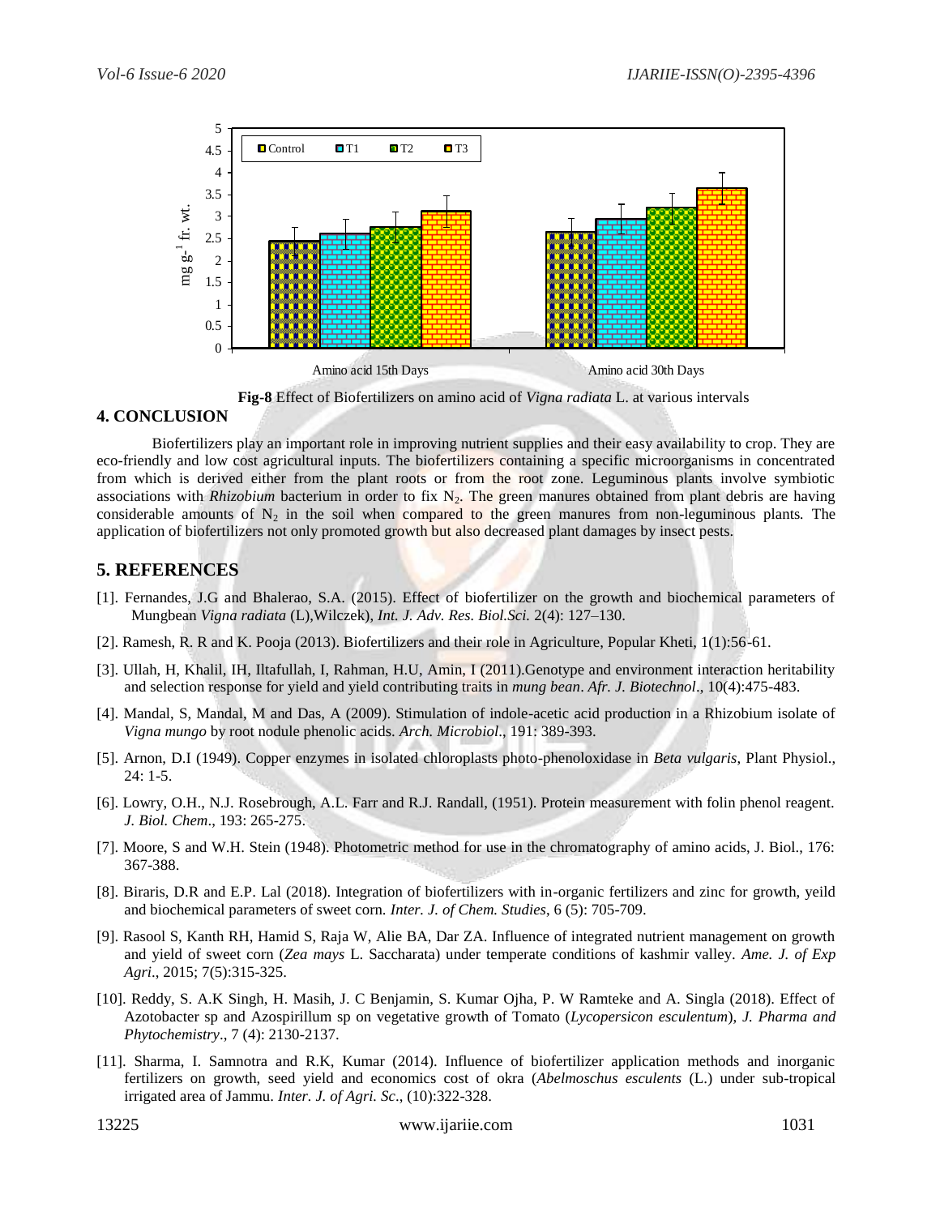**Fig-8** Effect of Biofertilizers on amino acid of *Vigna radiata* L. at various intervals

## 4. CONCLUSION

Biofertilizers play an important role in improving nutrient supplies and their easy availability to crop. They are eco-friendly and low cost agricultural inputs. The biofertilizers containing a specific microorganisms in concentrated from which is derived either from the plant roots or from the root zone. Leguminous plants involve symbiotic associations with *Rhizobium* bacterium in order to fix $N_2$. The green manures obtained from plant debris are having considerable amounts of $N_2$ in the soil when compared to the green manures from non-leguminous plants. The application of biofertilizers not only promoted growth but also decreased plant damages by insect pests.

## 5. REFERENCES

[1]. Fernandes, J.G and Bhalerao, S.A. (2015). Effect of biofertilizer on the growth and biochemical parameters of Mungbean *Vigna radiata* (L),Wilczek), *Int. J. Adv. Res. Biol.Sci.* 2(4): 127–130.

[2]. Ramesh, R. R and K. Pooja (2013). Biofertilizers and their role in Agriculture, Popular Kheti, 1(1):56-61.

[3]. Ullah, H, Khalil, IH, Iltafullah, I, Rahman, H.U, Amin, I (2011).Genotype and environment interaction heritability and selection response for yield and yield contributing traits in *mung bean*. *Afr. J. Biotechnol*., 10(4):475-483.

[4]. Mandal, S, Mandal, M and Das, A (2009). Stimulation of indole-acetic acid production in a Rhizobium isolate of *Vigna mungo* by root nodule phenolic acids. *Arch. Microbiol*., 191: 389-393.

[5]. Arnon, D.I (1949). Copper enzymes in isolated chloroplasts photo-phenoloxidase in *Beta vulgaris*, Plant Physiol., 24: 1-5.

[6]. Lowry, O.H., N.J. Rosebrough, A.L. Farr and R.J. Randall, (1951). Protein measurement with folin phenol reagent. *J. Biol. Chem*., 193: 265-275.

[7]. Moore, S and W.H. Stein (1948). Photometric method for use in the chromatography of amino acids, J. Biol., 176: 367-388.

[8]. Biraris, D.R and E.P. Lal (2018). Integration of biofertilizers with in-organic fertilizers and zinc for growth, yeild and biochemical parameters of sweet corn. *Inter. J. of Chem. Studies*, 6 (5): 705-709.

[9]. Rasool S, Kanth RH, Hamid S, Raja W, Alie BA, Dar ZA. Influence of integrated nutrient management on growth and yield of sweet corn (*Zea mays* L. Saccharata) under temperate conditions of kashmir valley. *Ame. J. of Exp Agri*., 2015; 7(5):315-325.

[10]. Reddy, S. A.K Singh, H. Masih, J. C Benjamin, S. Kumar Ojha, P. W Ramteke and A. Singla (2018). Effect of Azotobacter sp and Azospirillum sp on vegetative growth of Tomato (*Lycopersicon esculentum*), *J. Pharma and Phytochemistry*., 7 (4): 2130-2137.

[11]. Sharma, I. Samnotra and R.K, Kumar (2014). Influence of biofertilizer application methods and inorganic fertilizers on growth, seed yield and economics cost of okra (*Abelmoschus esculents* (L.) under sub-tropical irrigated area of Jammu. *Inter. J. of Agri. Sc*., (10):322-328.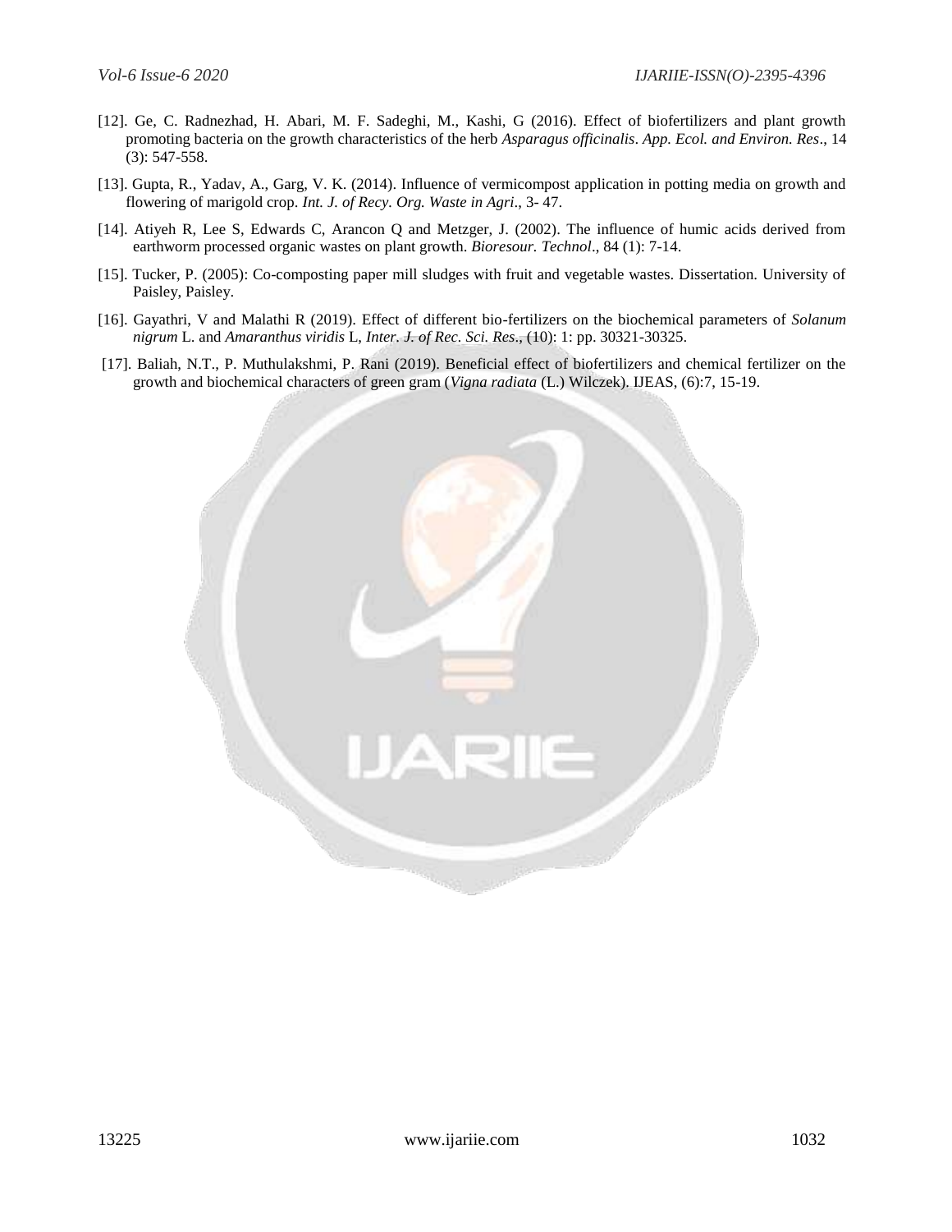[12]. Ge, C. Radnezhad, H. Abari, M. F. Sadeghi, M., Kashi, G (2016). Effect of biofertilizers and plant growth promoting bacteria on the growth characteristics of the herb *Asparagus officinalis*. *App. Ecol. and Environ. Res*., 14 (3): 547-558.

[13]. Gupta, R., Yadav, A., Garg, V. K. (2014). Influence of vermicompost application in potting media on growth and flowering of marigold crop. *Int. J. of Recy. Org. Waste in Agri*., 3- 47.

[14]. Atiyeh R, Lee S, Edwards C, Arancon Q and Metzger, J. (2002). The influence of humic acids derived from earthworm processed organic wastes on plant growth. *Bioresour. Technol*., 84 (1): 7-14.

[15]. Tucker, P. (2005): Co-composting paper mill sludges with fruit and vegetable wastes. Dissertation. University of Paisley, Paisley.

[16]. Gayathri, V and Malathi R (2019). Effect of different bio-fertilizers on the biochemical parameters of *Solanum nigrum* L. and *Amaranthus viridis* L, *Inter. J. of Rec. Sci. Res*., (10): 1: pp. 30321-30325.

[17]. Baliah, N.T., P. Muthulakshmi, P. Rani (2019). Beneficial effect of biofertilizers and chemical fertilizer on the growth and biochemical characters of green gram (*Vigna radiata* (L.) Wilczek). IJEAS, (6):7, 15-19.